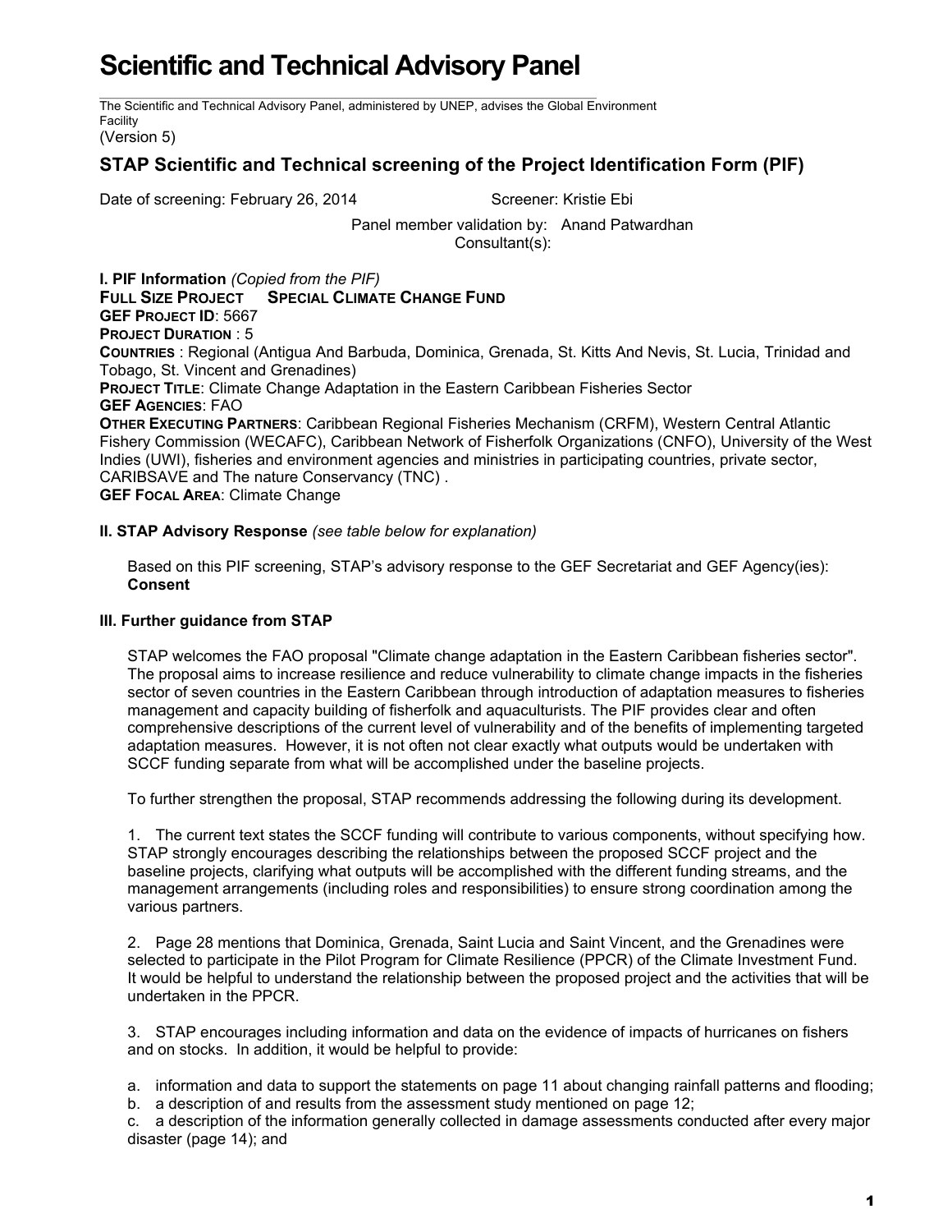# Scientific and Technical Advisory Panel

The Scientific and Technical Advisory Panel, administered by UNEP, advises the Global Environment Facility
(Version 5)

## STAP Scientific and Technical screening of the Project Identification Form (PIF)

Date of screening: February 26, 2014 Screener: Kristie Ebi

Panel member validation by: Anand Patwardhan
Consultant(s):

**I. PIF Information** *(Copied from the PIF)*
**FULL SIZE PROJECT SPECIAL CLIMATE CHANGE FUND**
**GEF PROJECT ID**: 5667
**PROJECT DURATION** : 5
**COUNTRIES** : Regional (Antigua And Barbuda, Dominica, Grenada, St. Kitts And Nevis, St. Lucia, Trinidad and Tobago, St. Vincent and Grenadines)
**PROJECT TITLE**: Climate Change Adaptation in the Eastern Caribbean Fisheries Sector
**GEF AGENCIES**: FAO
**OTHER EXECUTING PARTNERS**: Caribbean Regional Fisheries Mechanism (CRFM), Western Central Atlantic Fishery Commission (WECAFC), Caribbean Network of Fisherfolk Organizations (CNFO), University of the West Indies (UWI), fisheries and environment agencies and ministries in participating countries, private sector, CARIBSAVE and The nature Conservancy (TNC) .
**GEF FOCAL AREA**: Climate Change

**II. STAP Advisory Response** *(see table below for explanation)*

Based on this PIF screening, STAP's advisory response to the GEF Secretariat and GEF Agency(ies):
**Consent**

**III. Further guidance from STAP**

STAP welcomes the FAO proposal "Climate change adaptation in the Eastern Caribbean fisheries sector". The proposal aims to increase resilience and reduce vulnerability to climate change impacts in the fisheries sector of seven countries in the Eastern Caribbean through introduction of adaptation measures to fisheries management and capacity building of fisherfolk and aquaculturists. The PIF provides clear and often comprehensive descriptions of the current level of vulnerability and of the benefits of implementing targeted adaptation measures. However, it is not often not clear exactly what outputs would be undertaken with SCCF funding separate from what will be accomplished under the baseline projects.

To further strengthen the proposal, STAP recommends addressing the following during its development.

1. The current text states the SCCF funding will contribute to various components, without specifying how. STAP strongly encourages describing the relationships between the proposed SCCF project and the baseline projects, clarifying what outputs will be accomplished with the different funding streams, and the management arrangements (including roles and responsibilities) to ensure strong coordination among the various partners.

2. Page 28 mentions that Dominica, Grenada, Saint Lucia and Saint Vincent, and the Grenadines were selected to participate in the Pilot Program for Climate Resilience (PPCR) of the Climate Investment Fund. It would be helpful to understand the relationship between the proposed project and the activities that will be undertaken in the PPCR.

3. STAP encourages including information and data on the evidence of impacts of hurricanes on fishers and on stocks. In addition, it would be helpful to provide:

a. information and data to support the statements on page 11 about changing rainfall patterns and flooding;
b. a description of and results from the assessment study mentioned on page 12;
c. a description of the information generally collected in damage assessments conducted after every major disaster (page 14); and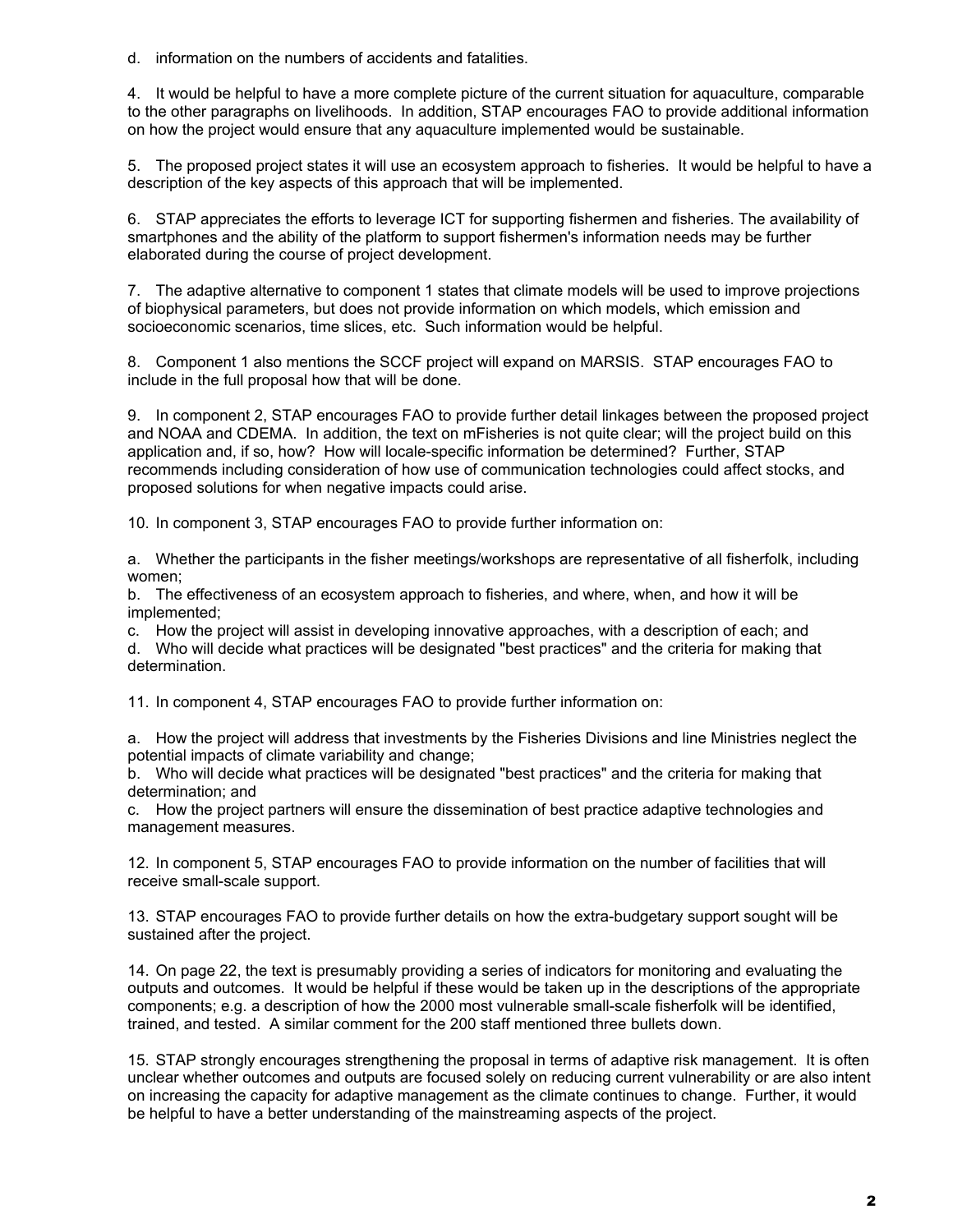d. information on the numbers of accidents and fatalities.

4. It would be helpful to have a more complete picture of the current situation for aquaculture, comparable to the other paragraphs on livelihoods. In addition, STAP encourages FAO to provide additional information on how the project would ensure that any aquaculture implemented would be sustainable.

5. The proposed project states it will use an ecosystem approach to fisheries. It would be helpful to have a description of the key aspects of this approach that will be implemented.

6. STAP appreciates the efforts to leverage ICT for supporting fishermen and fisheries. The availability of smartphones and the ability of the platform to support fishermen's information needs may be further elaborated during the course of project development.

7. The adaptive alternative to component 1 states that climate models will be used to improve projections of biophysical parameters, but does not provide information on which models, which emission and socioeconomic scenarios, time slices, etc. Such information would be helpful.

8. Component 1 also mentions the SCCF project will expand on MARSIS. STAP encourages FAO to include in the full proposal how that will be done.

9. In component 2, STAP encourages FAO to provide further detail linkages between the proposed project and NOAA and CDEMA. In addition, the text on mFisheries is not quite clear; will the project build on this application and, if so, how? How will locale-specific information be determined? Further, STAP recommends including consideration of how use of communication technologies could affect stocks, and proposed solutions for when negative impacts could arise.

10. In component 3, STAP encourages FAO to provide further information on:

a. Whether the participants in the fisher meetings/workshops are representative of all fisherfolk, including women;
b. The effectiveness of an ecosystem approach to fisheries, and where, when, and how it will be implemented;
c. How the project will assist in developing innovative approaches, with a description of each; and
d. Who will decide what practices will be designated "best practices" and the criteria for making that determination.

11. In component 4, STAP encourages FAO to provide further information on:

a. How the project will address that investments by the Fisheries Divisions and line Ministries neglect the potential impacts of climate variability and change;
b. Who will decide what practices will be designated "best practices" and the criteria for making that determination; and
c. How the project partners will ensure the dissemination of best practice adaptive technologies and management measures.

12. In component 5, STAP encourages FAO to provide information on the number of facilities that will receive small-scale support.

13. STAP encourages FAO to provide further details on how the extra-budgetary support sought will be sustained after the project.

14. On page 22, the text is presumably providing a series of indicators for monitoring and evaluating the outputs and outcomes. It would be helpful if these would be taken up in the descriptions of the appropriate components; e.g. a description of how the 2000 most vulnerable small-scale fisherfolk will be identified, trained, and tested. A similar comment for the 200 staff mentioned three bullets down.

15. STAP strongly encourages strengthening the proposal in terms of adaptive risk management. It is often unclear whether outcomes and outputs are focused solely on reducing current vulnerability or are also intent on increasing the capacity for adaptive management as the climate continues to change. Further, it would be helpful to have a better understanding of the mainstreaming aspects of the project.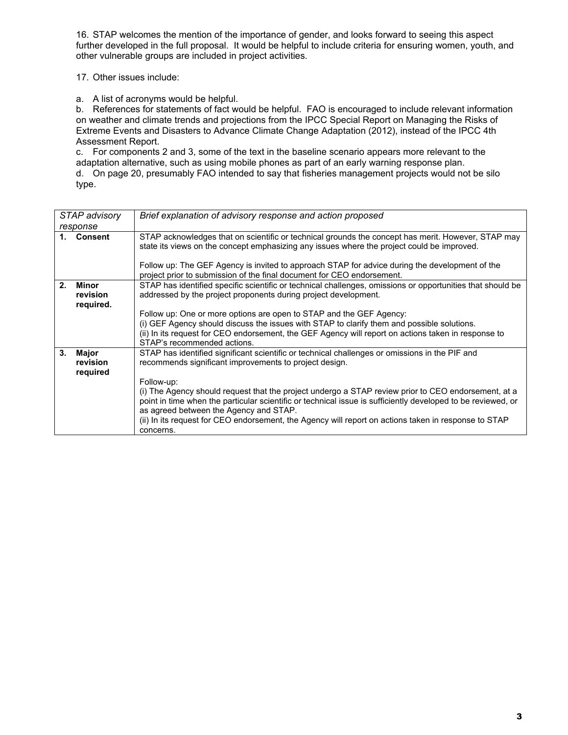16. STAP welcomes the mention of the importance of gender, and looks forward to seeing this aspect further developed in the full proposal. It would be helpful to include criteria for ensuring women, youth, and other vulnerable groups are included in project activities.

17. Other issues include:

a. A list of acronyms would be helpful.
b. References for statements of fact would be helpful. FAO is encouraged to include relevant information on weather and climate trends and projections from the IPCC Special Report on Managing the Risks of Extreme Events and Disasters to Advance Climate Change Adaptation (2012), instead of the IPCC 4th Assessment Report.
c. For components 2 and 3, some of the text in the baseline scenario appears more relevant to the adaptation alternative, such as using mobile phones as part of an early warning response plan.
d. On page 20, presumably FAO intended to say that fisheries management projects would not be silo type.

| *STAP advisory response* | *Brief explanation of advisory response and action proposed* |
|---|---|
| **1. Consent** | STAP acknowledges that on scientific or technical grounds the concept has merit. However, STAP may state its views on the concept emphasizing any issues where the project could be improved.<br><br>Follow up: The GEF Agency is invited to approach STAP for advice during the development of the project prior to submission of the final document for CEO endorsement. |
| **2. Minor revision required.** | STAP has identified specific scientific or technical challenges, omissions or opportunities that should be addressed by the project proponents during project development.<br><br>Follow up: One or more options are open to STAP and the GEF Agency:<br>(i) GEF Agency should discuss the issues with STAP to clarify them and possible solutions.<br>(ii) In its request for CEO endorsement, the GEF Agency will report on actions taken in response to STAP's recommended actions. |
| **3. Major revision required** | STAP has identified significant scientific or technical challenges or omissions in the PIF and recommends significant improvements to project design.<br><br>Follow-up:<br>(i) The Agency should request that the project undergo a STAP review prior to CEO endorsement, at a point in time when the particular scientific or technical issue is sufficiently developed to be reviewed, or as agreed between the Agency and STAP.<br>(ii) In its request for CEO endorsement, the Agency will report on actions taken in response to STAP concerns. |